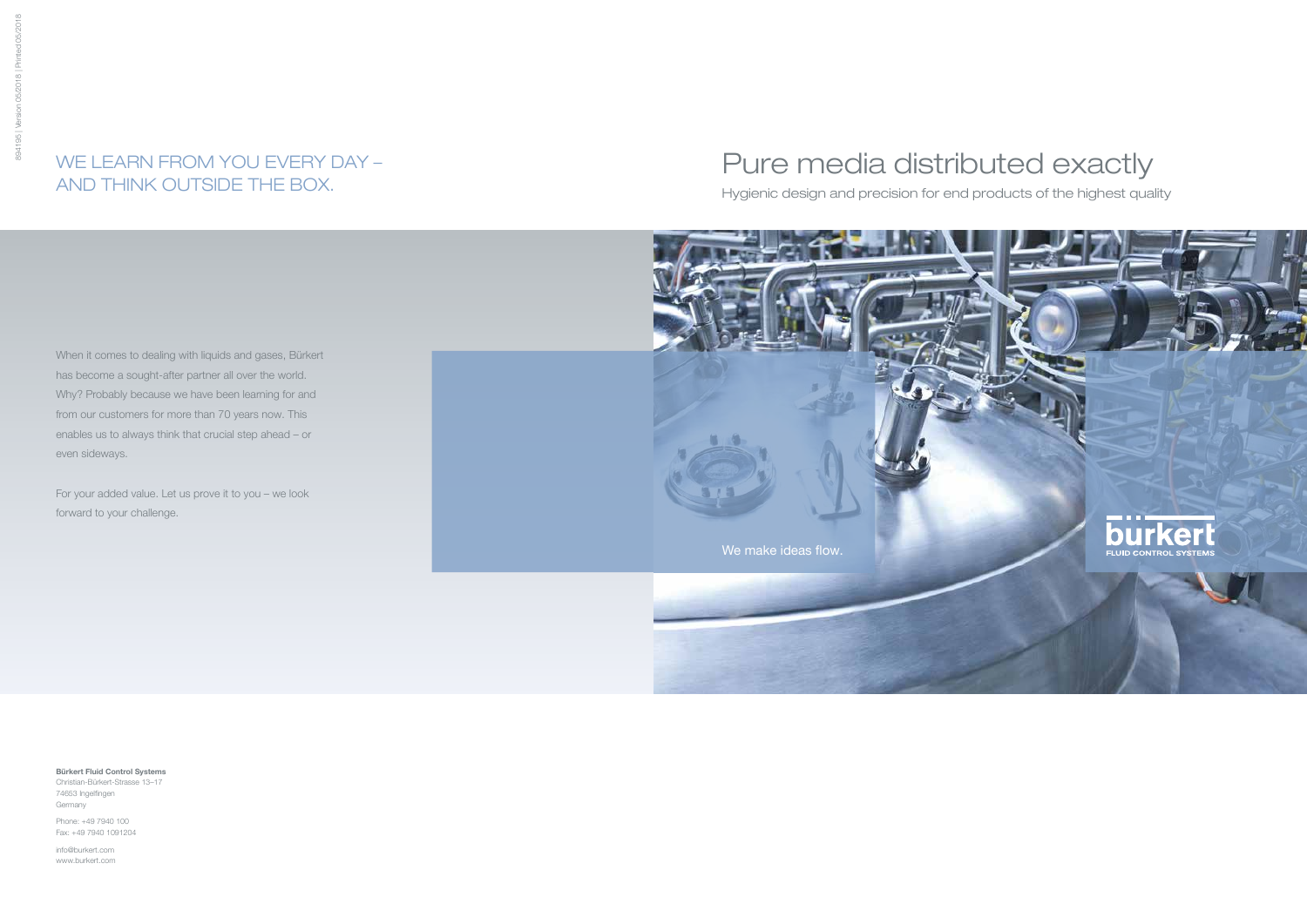# Pure media distributed exactly

Hygienic design and precision for end products of the highest quality

We make ideas flow.

bürkert
FLUID CONTROL SYSTEMS

## WE LEARN FROM YOU EVERY DAY – AND THINK OUTSIDE THE BOX.

When it comes to dealing with liquids and gases, Bürkert has become a sought-after partner all over the world. Why? Probably because we have been learning for and from our customers for more than 70 years now. This enables us to always think that crucial step ahead – or even sideways.

For your added value. Let us prove it to you – we look forward to your challenge.

**Bürkert Fluid Control Systems**
Christian-Bürkert-Strasse 13–17
74653 Ingelfingen
Germany

Phone: +49 7940 100
Fax: +49 7940 1091204

info@burkert.com
www.burkert.com

894195 | Version 05/2018 | Printed 05/2018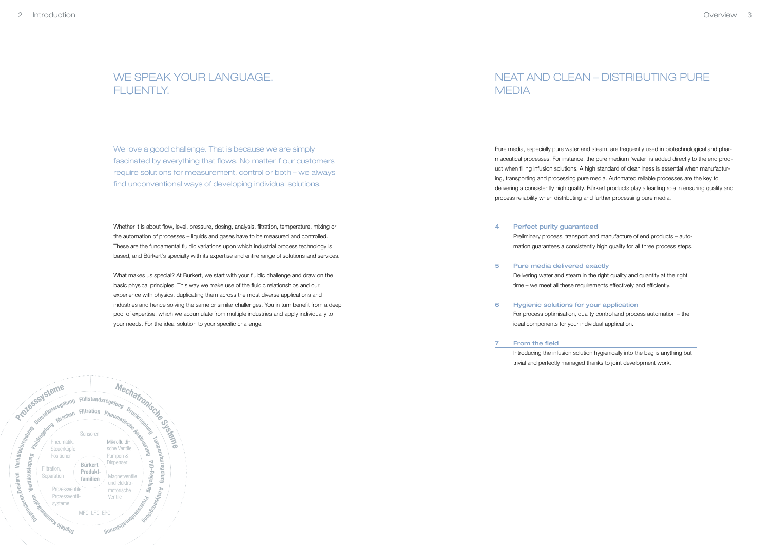# WE SPEAK YOUR LANGUAGE. FLUENTLY.

We love a good challenge. That is because we are simply fascinated by everything that flows. No matter if our customers require solutions for measurement, control or both – we always find unconventional ways of developing individual solutions.

Whether it is about flow, level, pressure, dosing, analysis, filtration, temperature, mixing or the automation of processes – liquids and gases have to be measured and controlled. These are the fundamental fluidic variations upon which industrial process technology is based, and Bürkert's specialty with its expertise and entire range of solutions and services.

What makes us special? At Bürkert, we start with your fluidic challenge and draw on the basic physical principles. This way we make use of the fluidic relationships and our experience with physics, duplicating them across the most diverse applications and industries and hence solving the same or similar challenges. You in turn benefit from a deep pool of expertise, which we accumulate from multiple industries and apply individually to your needs. For the ideal solution to your specific challenge.

Prozesssysteme
Mechatronische Systeme
Füllstandsregelung
Durchflussregelung
Filtration
Mischen
Pneumatische Ansteuerung
Druckregelung
Fluidregelung
Temperaturregelung
Verhältnisregelung
PID-Regelung
Analyseregelung
Ventilauslegung
Dosieren
Dispensieren/Dosieren
Prozessautomatisierung
Digitale Kommunikation

Sensoren
Pneumatik, Steuerköpfe, Positioner
Mikrofluidische Ventile, Pumpen & Dispenser
Filtration, Separation
**Bürkert Produktfamilien**
Magnetventile und elektromotorische Ventile
Prozessventile, Prozessventilsysteme
MFC, LFC, EPC

# NEAT AND CLEAN – DISTRIBUTING PURE MEDIA

Pure media, especially pure water and steam, are frequently used in biotechnological and pharmaceutical processes. For instance, the pure medium 'water' is added directly to the end product when filling infusion solutions. A high standard of cleanliness is essential when manufacturing, transporting and processing pure media. Automated reliable processes are the key to delivering a consistently high quality. Bürkert products play a leading role in ensuring quality and process reliability when distributing and further processing pure media.

**4 Perfect purity guaranteed**
Preliminary process, transport and manufacture of end products – automation guarantees a consistently high quality for all three process steps.

**5 Pure media delivered exactly**
Delivering water and steam in the right quality and quantity at the right time – we meet all these requirements effectively and efficiently.

**6 Hygienic solutions for your application**
For process optimisation, quality control and process automation – the ideal components for your individual application.

**7 From the field**
Introducing the infusion solution hygienically into the bag is anything but trivial and perfectly managed thanks to joint development work.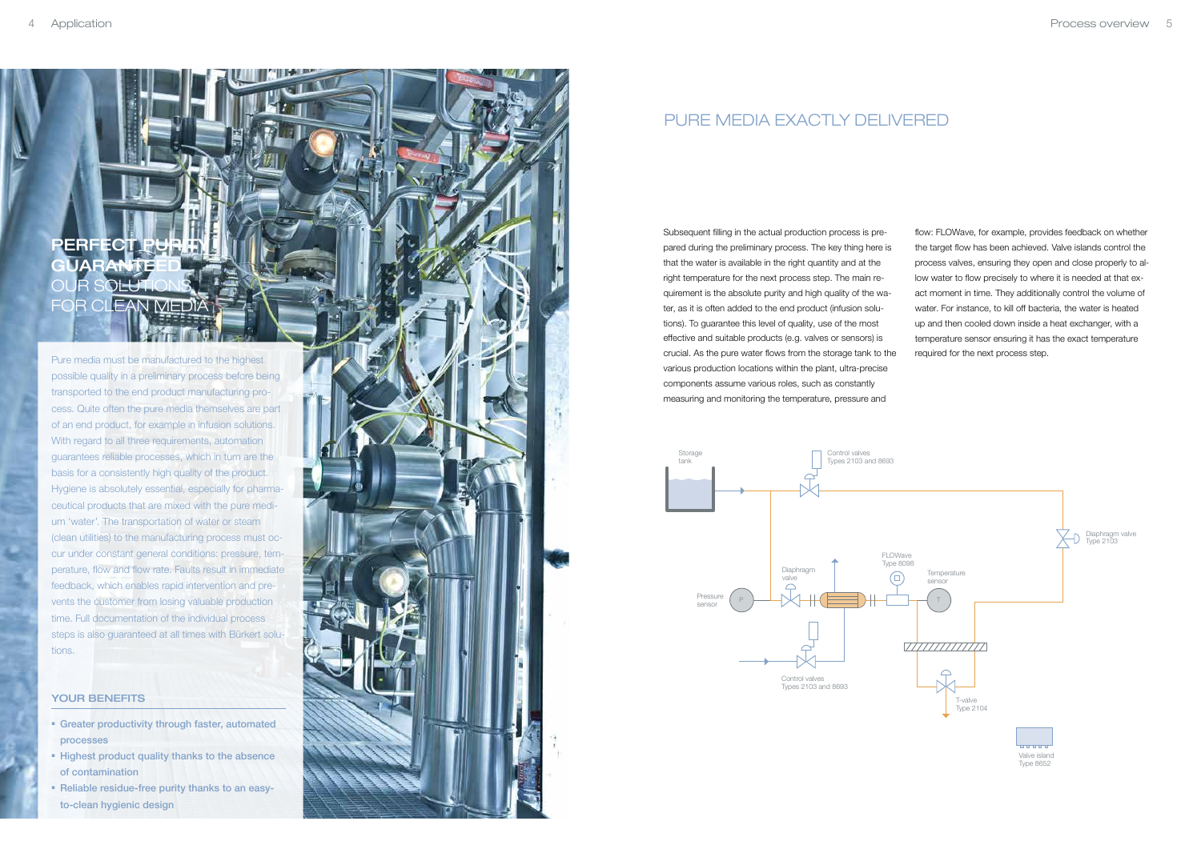## PERFECT PURITY GUARANTEED

### OUR SOLUTIONS FOR CLEAN MEDIA

Pure media must be manufactured to the highest possible quality in a preliminary process before being transported to the end product manufacturing process. Quite often the pure media themselves are part of an end product, for example in infusion solutions. With regard to all three requirements, automation guarantees reliable processes, which in turn are the basis for a consistently high quality of the product. Hygiene is absolutely essential, especially for pharmaceutical products that are mixed with the pure medium 'water'. The transportation of water or steam (clean utilities) to the manufacturing process must occur under constant general conditions: pressure, temperature, flow and flow rate. Faults result in immediate feedback, which enables rapid intervention and prevents the customer from losing valuable production time. Full documentation of the individual process steps is also guaranteed at all times with Bürkert solutions.

### YOUR BENEFITS

- Greater productivity through faster, automated processes
- Highest product quality thanks to the absence of contamination
- Reliable residue-free purity thanks to an easy-to-clean hygienic design

## PURE MEDIA EXACTLY DELIVERED

Subsequent filling in the actual production process is prepared during the preliminary process. The key thing here is that the water is available in the right quantity and at the right temperature for the next process step. The main requirement is the absolute purity and high quality of the water, as it is often added to the end product (infusion solutions). To guarantee this level of quality, use of the most effective and suitable products (e.g. valves or sensors) is crucial. As the pure water flows from the storage tank to the various production locations within the plant, ultra-precise components assume various roles, such as constantly measuring and monitoring the temperature, pressure and flow: FLOWave, for example, provides feedback on whether the target flow has been achieved. Valve islands control the process valves, ensuring they open and close properly to allow water to flow precisely to where it is needed at that exact moment in time. They additionally control the volume of water. For instance, to kill off bacteria, the water is heated up and then cooled down inside a heat exchanger, with a temperature sensor ensuring it has the exact temperature required for the next process step.

Storage tank

Control valves Types 2103 and 8693

Diaphragm valve Type 2103

FLOWave Type 8098

Temperature sensor

Diaphragm valve

Pressure sensor

Control valves Types 2103 and 8693

T-valve Type 2104

Valve island Type 8652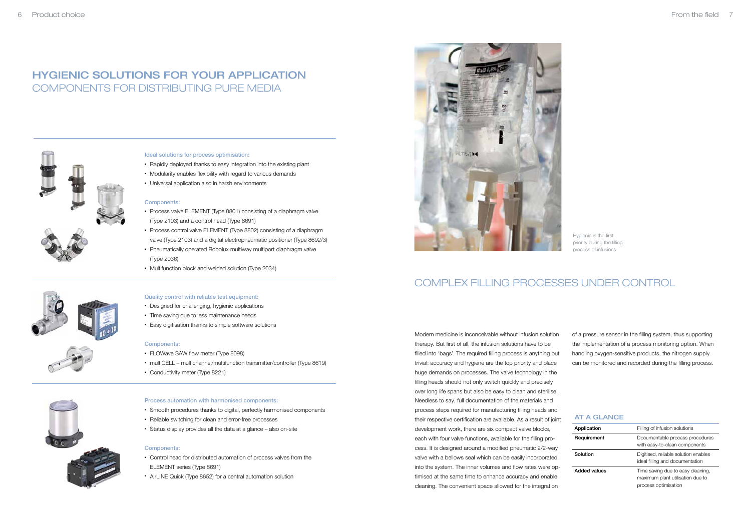# HYGIENIC SOLUTIONS FOR YOUR APPLICATION
## COMPONENTS FOR DISTRIBUTING PURE MEDIA

**Ideal solutions for process optimisation:**

- Rapidly deployed thanks to easy integration into the existing plant
- Modularity enables flexibility with regard to various demands
- Universal application also in harsh environments

**Components:**

- Process valve ELEMENT (Type 8801) consisting of a diaphragm valve (Type 2103) and a control head (Type 8691)
- Process control valve ELEMENT (Type 8802) consisting of a diaphragm valve (Type 2103) and a digital electropneumatic positioner (Type 8692/3)
- Pneumatically operated Robolux multiway multiport diaphragm valve (Type 2036)
- Multifunction block and welded solution (Type 2034)

**Quality control with reliable test equipment:**

- Designed for challenging, hygienic applications
- Time saving due to less maintenance needs
- Easy digitisation thanks to simple software solutions

**Components:**

- FLOWave SAW flow meter (Type 8098)
- multiCELL – multichannel/multifunction transmitter/controller (Type 8619)
- Conductivity meter (Type 8221)

**Process automation with harmonised components:**

- Smooth procedures thanks to digital, perfectly harmonised components
- Reliable switching for clean and error-free processes
- Status display provides all the data at a glance – also on-site

**Components:**

- Control head for distributed automation of process valves from the ELEMENT series (Type 8691)
- AirLINE Quick (Type 8652) for a central automation solution

Hygienic is the first priority during the filling process of infusions

# COMPLEX FILLING PROCESSES UNDER CONTROL

Modern medicine is inconceivable without infusion solution therapy. But first of all, the infusion solutions have to be filled into 'bags'. The required filling process is anything but trivial: accuracy and hygiene are the top priority and place huge demands on processes. The valve technology in the filling heads should not only switch quickly and precisely over long life spans but also be easy to clean and sterilise. Needless to say, full documentation of the materials and process steps required for manufacturing filling heads and their respective certification are available. As a result of joint development work, there are six compact valve blocks, each with four valve functions, available for the filling process. It is designed around a modified pneumatic 2/2-way valve with a bellows seal which can be easily incorporated into the system. The inner volumes and flow rates were optimised at the same time to enhance accuracy and enable cleaning. The convenient space allowed for the integration of a pressure sensor in the filling system, thus supporting the implementation of a process monitoring option. When handling oxygen-sensitive products, the nitrogen supply can be monitored and recorded during the filling process.

### AT A GLANCE

| | |
|---|---|
| **Application** | Filling of infusion solutions |
| **Requirement** | Documentable process procedures with easy-to-clean components |
| **Solution** | Digitised, reliable solution enables ideal filling and documentation |
| **Added values** | Time saving due to easy cleaning, maximum plant utilisation due to process optimisation |